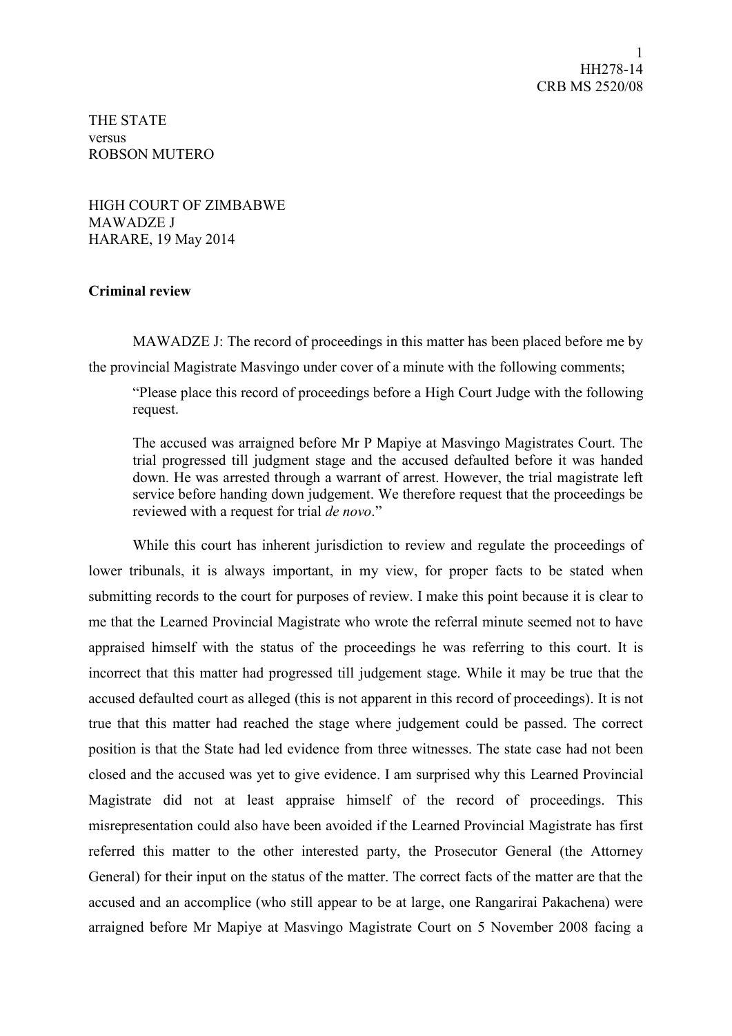THE STATE
versus
ROBSON MUTERO

HIGH COURT OF ZIMBABWE
MAWADZE J
HARARE, 19 May 2014

**Criminal review**

MAWADZE J: The record of proceedings in this matter has been placed before me by the provincial Magistrate Masvingo under cover of a minute with the following comments;

> "Please place this record of proceedings before a High Court Judge with the following request.
>
> The accused was arraigned before Mr P Mapiye at Masvingo Magistrates Court. The trial progressed till judgment stage and the accused defaulted before it was handed down. He was arrested through a warrant of arrest. However, the trial magistrate left service before handing down judgement. We therefore request that the proceedings be reviewed with a request for trial *de novo*."

While this court has inherent jurisdiction to review and regulate the proceedings of lower tribunals, it is always important, in my view, for proper facts to be stated when submitting records to the court for purposes of review. I make this point because it is clear to me that the Learned Provincial Magistrate who wrote the referral minute seemed not to have appraised himself with the status of the proceedings he was referring to this court. It is incorrect that this matter had progressed till judgement stage. While it may be true that the accused defaulted court as alleged (this is not apparent in this record of proceedings). It is not true that this matter had reached the stage where judgement could be passed. The correct position is that the State had led evidence from three witnesses. The state case had not been closed and the accused was yet to give evidence. I am surprised why this Learned Provincial Magistrate did not at least appraise himself of the record of proceedings. This misrepresentation could also have been avoided if the Learned Provincial Magistrate has first referred this matter to the other interested party, the Prosecutor General (the Attorney General) for their input on the status of the matter. The correct facts of the matter are that the accused and an accomplice (who still appear to be at large, one Rangarirai Pakachena) were arraigned before Mr Mapiye at Masvingo Magistrate Court on 5 November 2008 facing a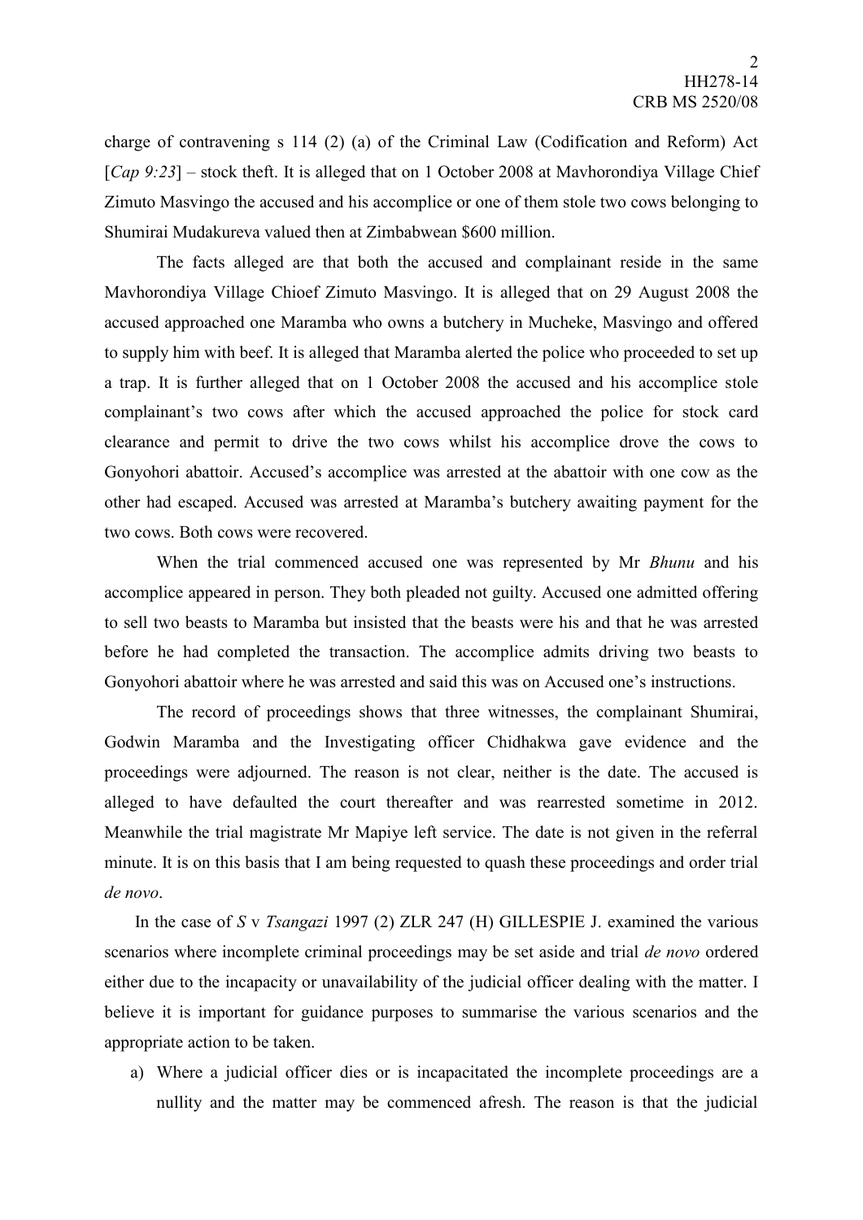charge of contravening s 114 (2) (a) of the Criminal Law (Codification and Reform) Act [*Cap 9:23*] – stock theft. It is alleged that on 1 October 2008 at Mavhorondiya Village Chief Zimuto Masvingo the accused and his accomplice or one of them stole two cows belonging to Shumirai Mudakureva valued then at Zimbabwean $600 million.

The facts alleged are that both the accused and complainant reside in the same Mavhorondiya Village Chioef Zimuto Masvingo. It is alleged that on 29 August 2008 the accused approached one Maramba who owns a butchery in Mucheke, Masvingo and offered to supply him with beef. It is alleged that Maramba alerted the police who proceeded to set up a trap. It is further alleged that on 1 October 2008 the accused and his accomplice stole complainant's two cows after which the accused approached the police for stock card clearance and permit to drive the two cows whilst his accomplice drove the cows to Gonyohori abattoir. Accused's accomplice was arrested at the abattoir with one cow as the other had escaped. Accused was arrested at Maramba's butchery awaiting payment for the two cows. Both cows were recovered.

When the trial commenced accused one was represented by Mr *Bhunu* and his accomplice appeared in person. They both pleaded not guilty. Accused one admitted offering to sell two beasts to Maramba but insisted that the beasts were his and that he was arrested before he had completed the transaction. The accomplice admits driving two beasts to Gonyohori abattoir where he was arrested and said this was on Accused one's instructions.

The record of proceedings shows that three witnesses, the complainant Shumirai, Godwin Maramba and the Investigating officer Chidhakwa gave evidence and the proceedings were adjourned. The reason is not clear, neither is the date. The accused is alleged to have defaulted the court thereafter and was rearrested sometime in 2012. Meanwhile the trial magistrate Mr Mapiye left service. The date is not given in the referral minute. It is on this basis that I am being requested to quash these proceedings and order trial *de novo*.

In the case of *S* v *Tsangazi* 1997 (2) ZLR 247 (H) GILLESPIE J. examined the various scenarios where incomplete criminal proceedings may be set aside and trial *de novo* ordered either due to the incapacity or unavailability of the judicial officer dealing with the matter. I believe it is important for guidance purposes to summarise the various scenarios and the appropriate action to be taken.

a) Where a judicial officer dies or is incapacitated the incomplete proceedings are a nullity and the matter may be commenced afresh. The reason is that the judicial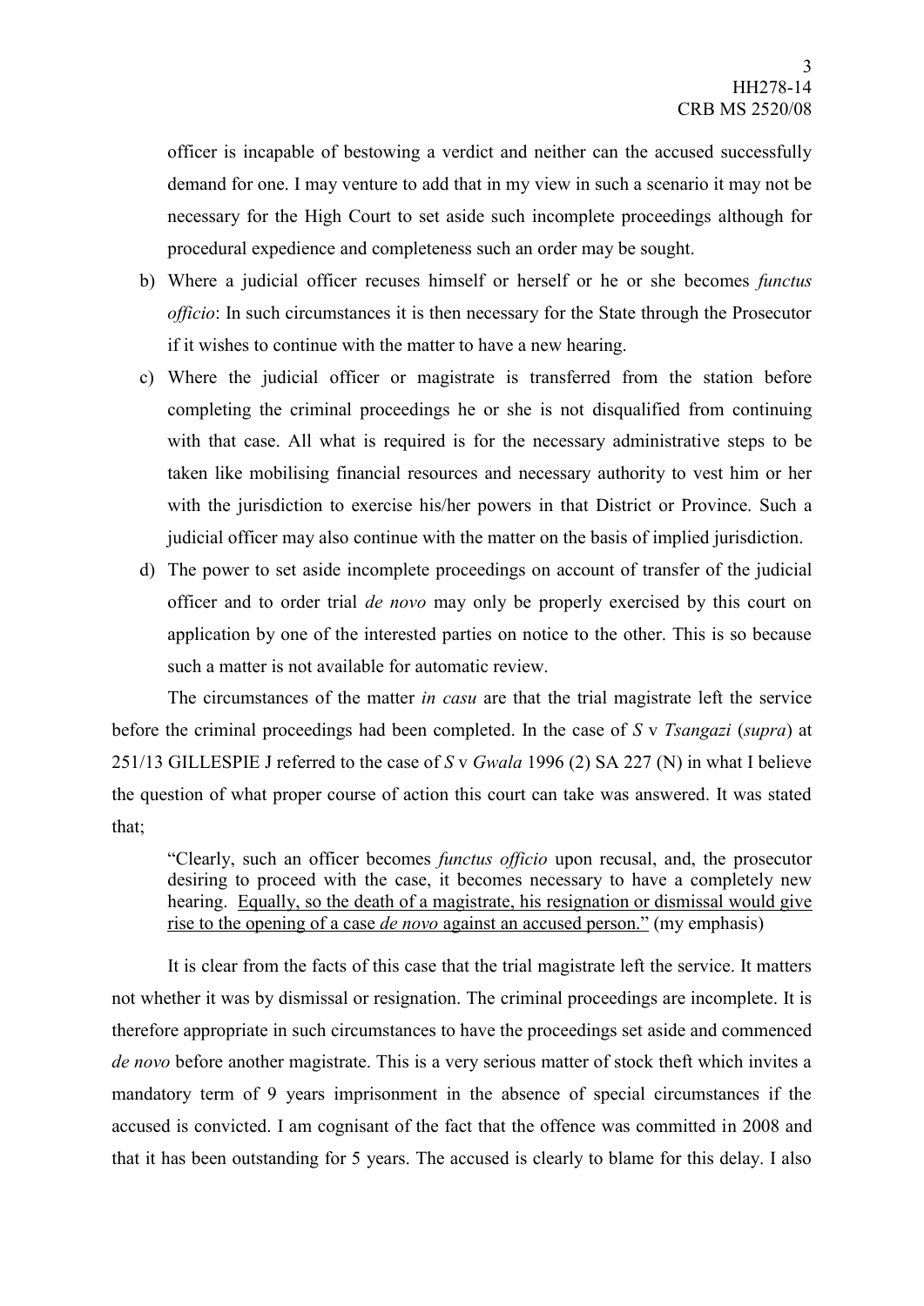officer is incapable of bestowing a verdict and neither can the accused successfully demand for one. I may venture to add that in my view in such a scenario it may not be necessary for the High Court to set aside such incomplete proceedings although for procedural expedience and completeness such an order may be sought.

b) Where a judicial officer recuses himself or herself or he or she becomes *functus officio*: In such circumstances it is then necessary for the State through the Prosecutor if it wishes to continue with the matter to have a new hearing.

c) Where the judicial officer or magistrate is transferred from the station before completing the criminal proceedings he or she is not disqualified from continuing with that case. All what is required is for the necessary administrative steps to be taken like mobilising financial resources and necessary authority to vest him or her with the jurisdiction to exercise his/her powers in that District or Province. Such a judicial officer may also continue with the matter on the basis of implied jurisdiction.

d) The power to set aside incomplete proceedings on account of transfer of the judicial officer and to order trial *de novo* may only be properly exercised by this court on application by one of the interested parties on notice to the other. This is so because such a matter is not available for automatic review.

The circumstances of the matter *in casu* are that the trial magistrate left the service before the criminal proceedings had been completed. In the case of *S* v *Tsangazi* (*supra*) at 251/13 GILLESPIE J referred to the case of *S* v *Gwala* 1996 (2) SA 227 (N) in what I believe the question of what proper course of action this court can take was answered. It was stated that;

> "Clearly, such an officer becomes *functus officio* upon recusal, and, the prosecutor desiring to proceed with the case, it becomes necessary to have a completely new hearing. <u>Equally, so the death of a magistrate, his resignation or dismissal would give rise to the opening of a case *de novo* against an accused person."</u> (my emphasis)

It is clear from the facts of this case that the trial magistrate left the service. It matters not whether it was by dismissal or resignation. The criminal proceedings are incomplete. It is therefore appropriate in such circumstances to have the proceedings set aside and commenced *de novo* before another magistrate. This is a very serious matter of stock theft which invites a mandatory term of 9 years imprisonment in the absence of special circumstances if the accused is convicted. I am cognisant of the fact that the offence was committed in 2008 and that it has been outstanding for 5 years. The accused is clearly to blame for this delay. I also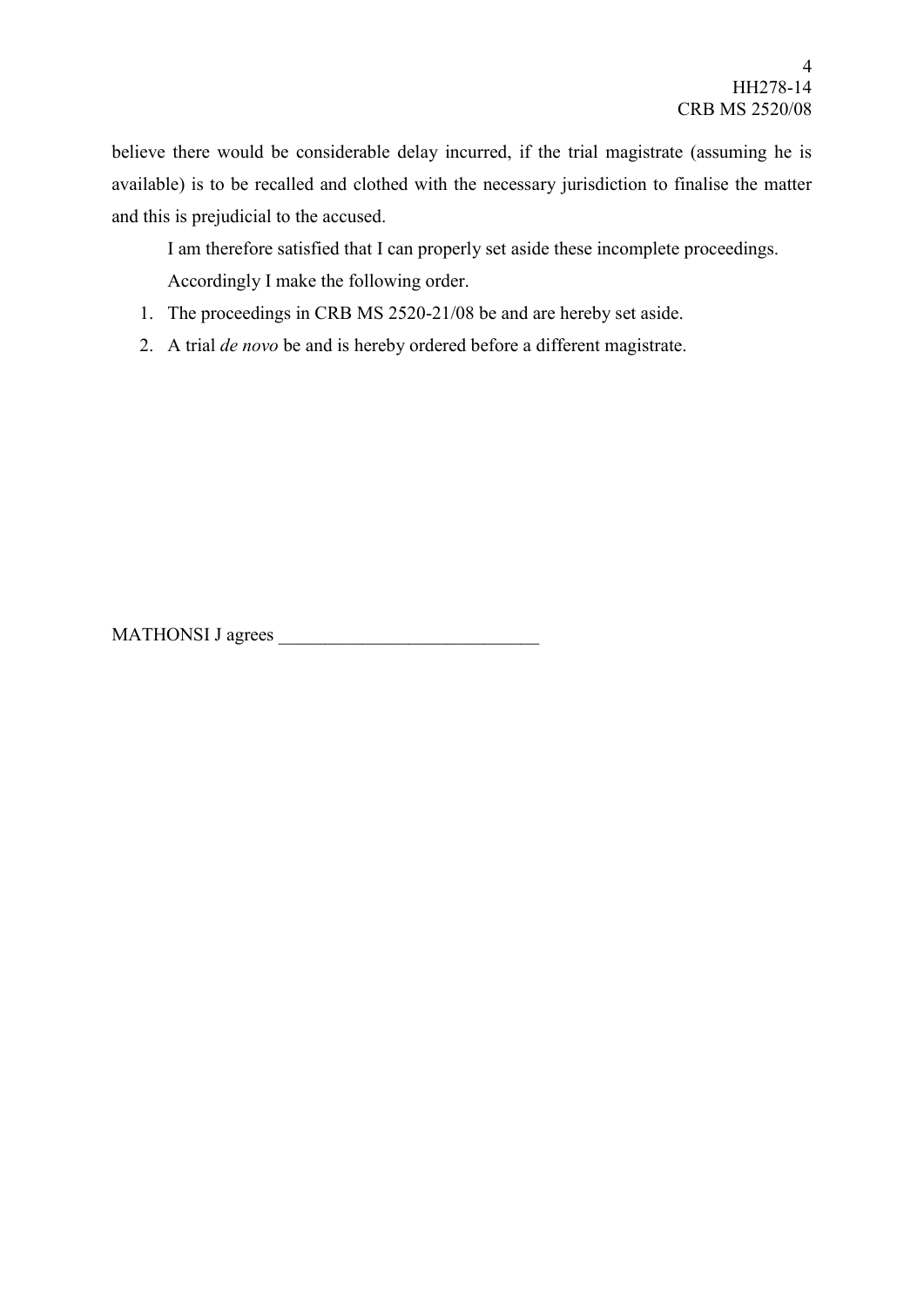believe there would be considerable delay incurred, if the trial magistrate (assuming he is available) is to be recalled and clothed with the necessary jurisdiction to finalise the matter and this is prejudicial to the accused.

I am therefore satisfied that I can properly set aside these incomplete proceedings.

Accordingly I make the following order.

1. The proceedings in CRB MS 2520-21/08 be and are hereby set aside.
2. A trial *de novo* be and is hereby ordered before a different magistrate.

MATHONSI J agrees ____________________________